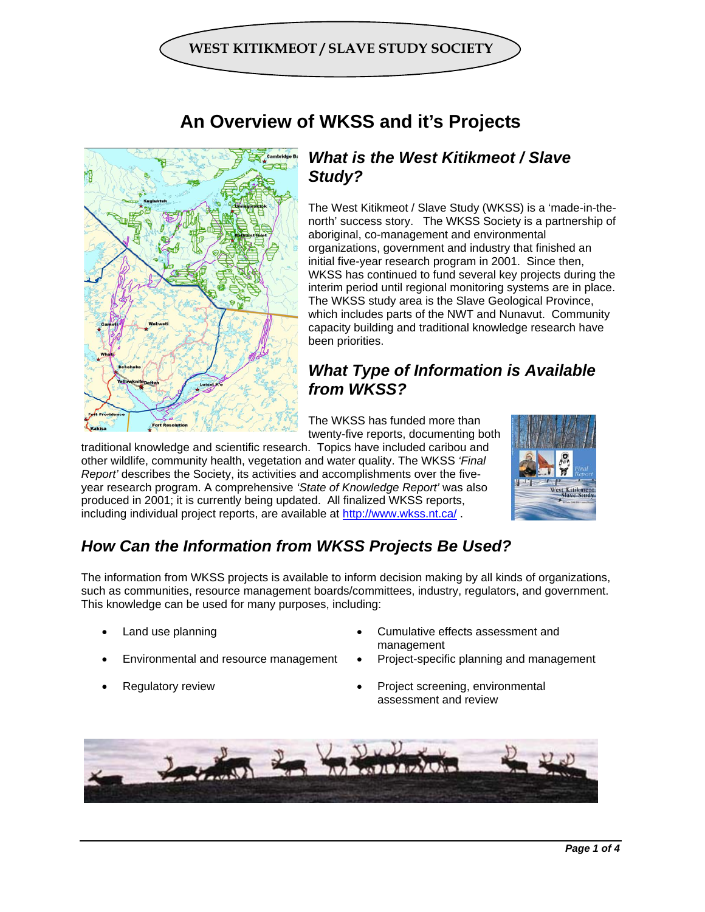# WEST KITIKMEOT / SLAVE STUDY SOCIETY

# An Overview of WKSS and it's Projects

## *What is the West Kitikmeot / Slave Study?*

The West Kitikmeot / Slave Study (WKSS) is a 'made-in-the-north' success story. The WKSS Society is a partnership of aboriginal, co-management and environmental organizations, government and industry that finished an initial five-year research program in 2001. Since then, WKSS has continued to fund several key projects during the interim period until regional monitoring systems are in place. The WKSS study area is the Slave Geological Province, which includes parts of the NWT and Nunavut. Community capacity building and traditional knowledge research have been priorities.

## *What Type of Information is Available from WKSS?*

The WKSS has funded more than twenty-five reports, documenting both traditional knowledge and scientific research. Topics have included caribou and other wildlife, community health, vegetation and water quality. The WKSS *'Final Report'* describes the Society, its activities and accomplishments over the five-year research program. A comprehensive *'State of Knowledge Report'* was also produced in 2001; it is currently being updated. All finalized WKSS reports, including individual project reports, are available at http://www.wkss.nt.ca/ .

## *How Can the Information from WKSS Projects Be Used?*

The information from WKSS projects is available to inform decision making by all kinds of organizations, such as communities, resource management boards/committees, industry, regulators, and government. This knowledge can be used for many purposes, including:

- Land use planning
- Environmental and resource management
- Regulatory review
- Cumulative effects assessment and management
- Project-specific planning and management
- Project screening, environmental assessment and review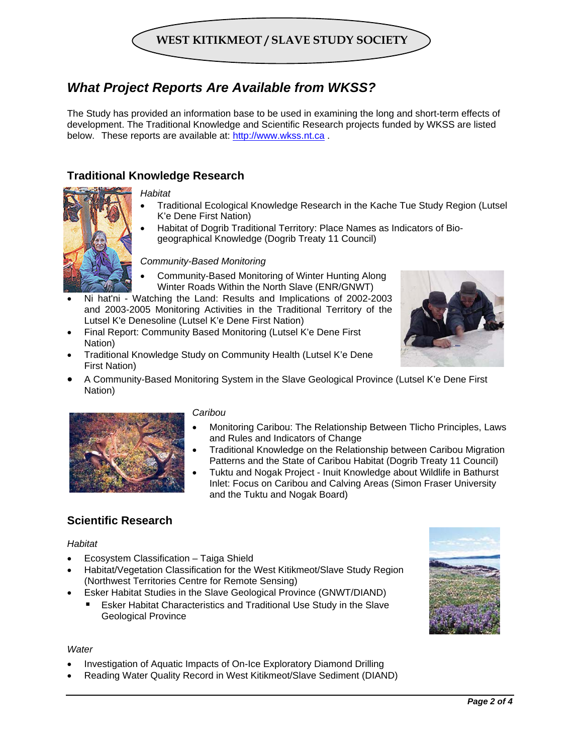# What Project Reports Are Available from WKSS?

The Study has provided an information base to be used in examining the long and short-term effects of development. The Traditional Knowledge and Scientific Research projects funded by WKSS are listed below. These reports are available at: http://www.wkss.nt.ca .

## Traditional Knowledge Research

*Habitat*

- Traditional Ecological Knowledge Research in the Kache Tue Study Region (Lutsel K'e Dene First Nation)
- Habitat of Dogrib Traditional Territory: Place Names as Indicators of Bio-geographical Knowledge (Dogrib Treaty 11 Council)

*Community-Based Monitoring*

- Community-Based Monitoring of Winter Hunting Along Winter Roads Within the North Slave (ENR/GNWT)
- Ni hat'ni - Watching the Land: Results and Implications of 2002-2003 and 2003-2005 Monitoring Activities in the Traditional Territory of the Lutsel K'e Denesoline (Lutsel K'e Dene First Nation)
- Final Report: Community Based Monitoring (Lutsel K'e Dene First Nation)
- Traditional Knowledge Study on Community Health (Lutsel K'e Dene First Nation)
- A Community-Based Monitoring System in the Slave Geological Province (Lutsel K'e Dene First Nation)

*Caribou*

- Monitoring Caribou: The Relationship Between Tlicho Principles, Laws and Rules and Indicators of Change
- Traditional Knowledge on the Relationship between Caribou Migration Patterns and the State of Caribou Habitat (Dogrib Treaty 11 Council)
- Tuktu and Nogak Project - Inuit Knowledge about Wildlife in Bathurst Inlet: Focus on Caribou and Calving Areas (Simon Fraser University and the Tuktu and Nogak Board)

## Scientific Research

*Habitat*

- Ecosystem Classification – Taiga Shield
- Habitat/Vegetation Classification for the West Kitikmeot/Slave Study Region (Northwest Territories Centre for Remote Sensing)
- Esker Habitat Studies in the Slave Geological Province (GNWT/DIAND)
  - Esker Habitat Characteristics and Traditional Use Study in the Slave Geological Province

*Water*

- Investigation of Aquatic Impacts of On-Ice Exploratory Diamond Drilling
- Reading Water Quality Record in West Kitikmeot/Slave Sediment (DIAND)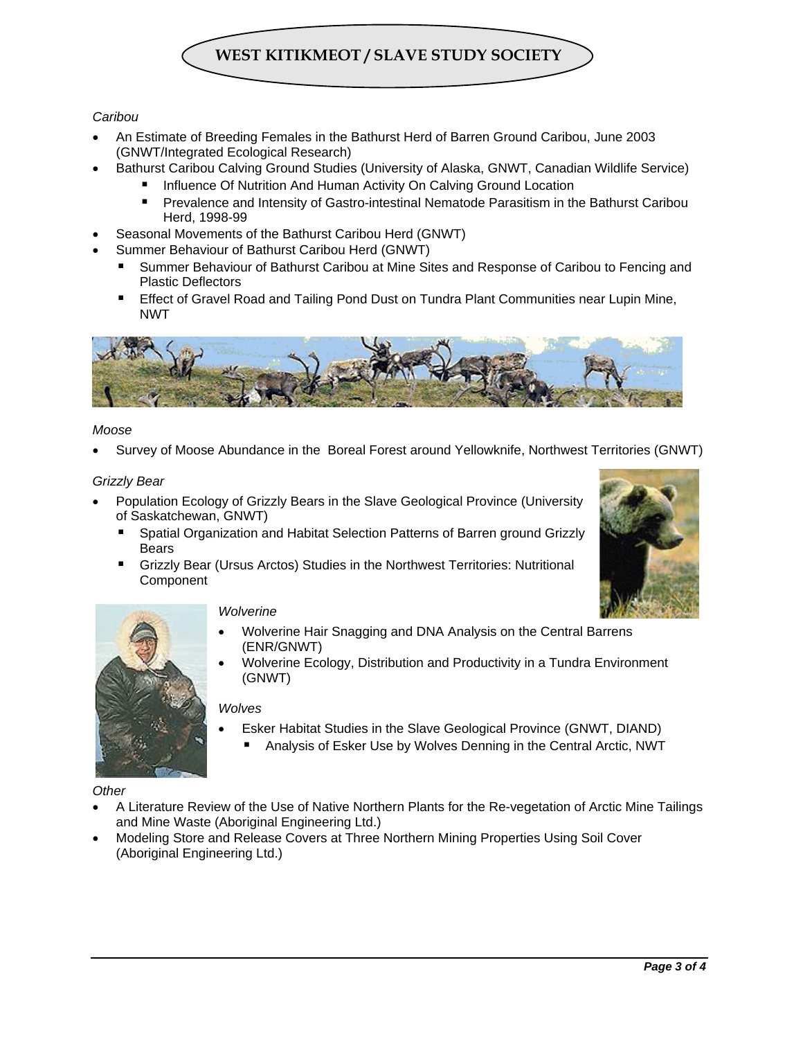*Caribou*

- An Estimate of Breeding Females in the Bathurst Herd of Barren Ground Caribou, June 2003 (GNWT/Integrated Ecological Research)
- Bathurst Caribou Calving Ground Studies (University of Alaska, GNWT, Canadian Wildlife Service)
  - Influence Of Nutrition And Human Activity On Calving Ground Location
  - Prevalence and Intensity of Gastro-intestinal Nematode Parasitism in the Bathurst Caribou Herd, 1998-99
- Seasonal Movements of the Bathurst Caribou Herd (GNWT)
- Summer Behaviour of Bathurst Caribou Herd (GNWT)
  - Summer Behaviour of Bathurst Caribou at Mine Sites and Response of Caribou to Fencing and Plastic Deflectors
  - Effect of Gravel Road and Tailing Pond Dust on Tundra Plant Communities near Lupin Mine, NWT

*Moose*

- Survey of Moose Abundance in the Boreal Forest around Yellowknife, Northwest Territories (GNWT)

*Grizzly Bear*

- Population Ecology of Grizzly Bears in the Slave Geological Province (University of Saskatchewan, GNWT)
  - Spatial Organization and Habitat Selection Patterns of Barren ground Grizzly Bears
  - Grizzly Bear (Ursus Arctos) Studies in the Northwest Territories: Nutritional Component

*Wolverine*

- Wolverine Hair Snagging and DNA Analysis on the Central Barrens (ENR/GNWT)
- Wolverine Ecology, Distribution and Productivity in a Tundra Environment (GNWT)

*Wolves*

- Esker Habitat Studies in the Slave Geological Province (GNWT, DIAND)
  - Analysis of Esker Use by Wolves Denning in the Central Arctic, NWT

*Other*

- A Literature Review of the Use of Native Northern Plants for the Re-vegetation of Arctic Mine Tailings and Mine Waste (Aboriginal Engineering Ltd.)
- Modeling Store and Release Covers at Three Northern Mining Properties Using Soil Cover (Aboriginal Engineering Ltd.)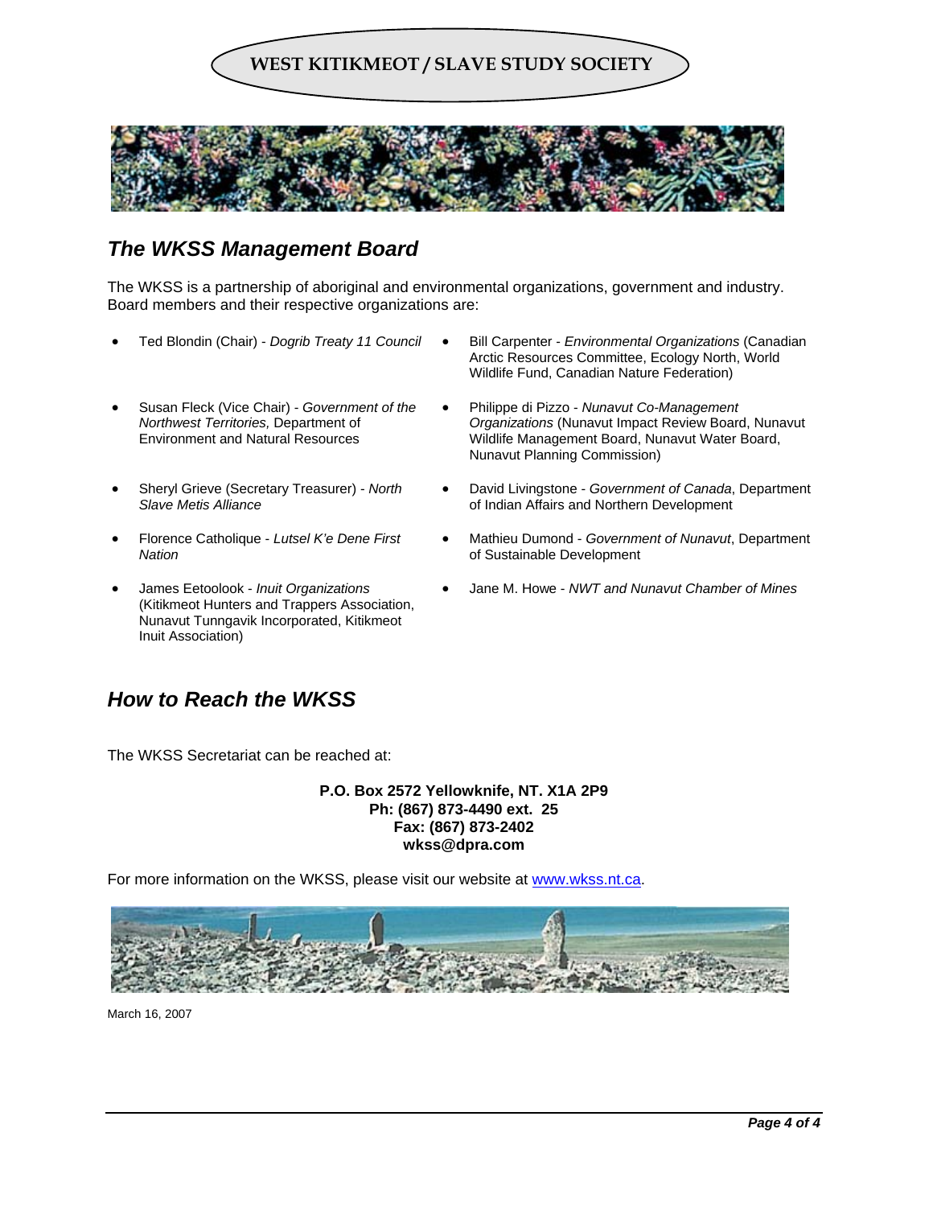WEST KITIKMEOT / SLAVE STUDY SOCIETY

## *The WKSS Management Board*

The WKSS is a partnership of aboriginal and environmental organizations, government and industry. Board members and their respective organizations are:

- Ted Blondin (Chair) - *Dogrib Treaty 11 Council*
- Susan Fleck (Vice Chair) - *Government of the Northwest Territories,* Department of Environment and Natural Resources
- Sheryl Grieve (Secretary Treasurer) - *North Slave Metis Alliance*
- Florence Catholique - *Lutsel K'e Dene First Nation*
- James Eetoolook - *Inuit Organizations* (Kitikmeot Hunters and Trappers Association, Nunavut Tunngavik Incorporated, Kitikmeot Inuit Association)
- Bill Carpenter - *Environmental Organizations* (Canadian Arctic Resources Committee, Ecology North, World Wildlife Fund, Canadian Nature Federation)
- Philippe di Pizzo - *Nunavut Co-Management Organizations* (Nunavut Impact Review Board, Nunavut Wildlife Management Board, Nunavut Water Board, Nunavut Planning Commission)
- David Livingstone - *Government of Canada*, Department of Indian Affairs and Northern Development
- Mathieu Dumond - *Government of Nunavut*, Department of Sustainable Development
- Jane M. Howe - *NWT and Nunavut Chamber of Mines*

## *How to Reach the WKSS*

The WKSS Secretariat can be reached at:

**P.O. Box 2572 Yellowknife, NT. X1A 2P9**
**Ph: (867) 873-4490 ext. 25**
**Fax: (867) 873-2402**
**wkss@dpra.com**

For more information on the WKSS, please visit our website at www.wkss.nt.ca.

March 16, 2007